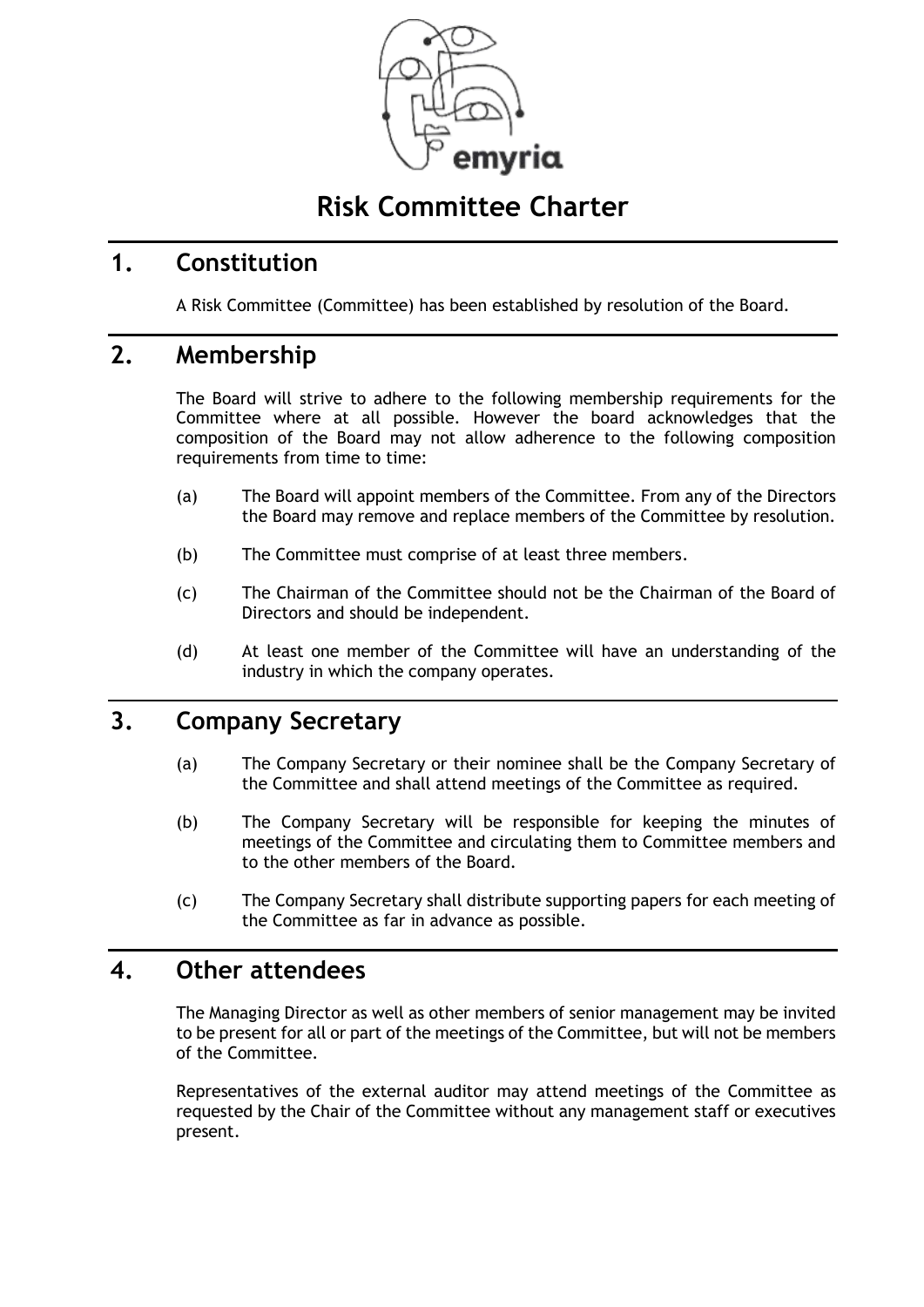# Risk Committee Charter

## 1. Constitution

A Risk Committee (Committee) has been established by resolution of the Board.

## 2. Membership

The Board will strive to adhere to the following membership requirements for the Committee where at all possible. However the board acknowledges that the composition of the Board may not allow adherence to the following composition requirements from time to time:

(a) The Board will appoint members of the Committee. From any of the Directors the Board may remove and replace members of the Committee by resolution.

(b) The Committee must comprise of at least three members.

(c) The Chairman of the Committee should not be the Chairman of the Board of Directors and should be independent.

(d) At least one member of the Committee will have an understanding of the industry in which the company operates.

## 3. Company Secretary

(a) The Company Secretary or their nominee shall be the Company Secretary of the Committee and shall attend meetings of the Committee as required.

(b) The Company Secretary will be responsible for keeping the minutes of meetings of the Committee and circulating them to Committee members and to the other members of the Board.

(c) The Company Secretary shall distribute supporting papers for each meeting of the Committee as far in advance as possible.

## 4. Other attendees

The Managing Director as well as other members of senior management may be invited to be present for all or part of the meetings of the Committee, but will not be members of the Committee.

Representatives of the external auditor may attend meetings of the Committee as requested by the Chair of the Committee without any management staff or executives present.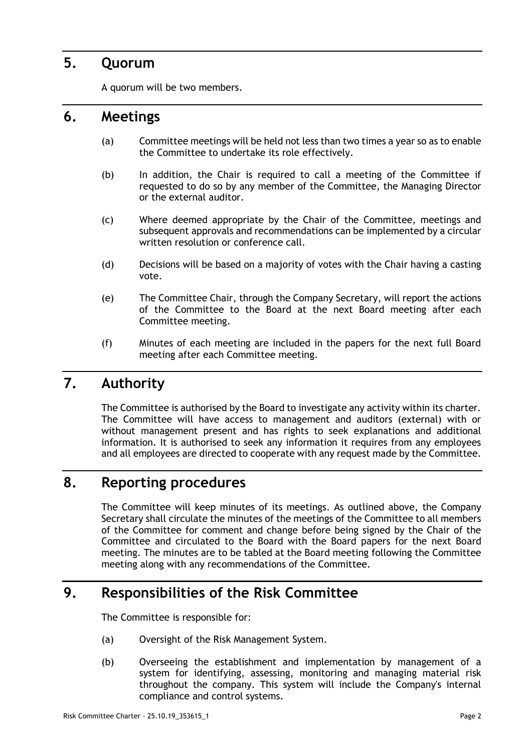## 5. Quorum

A quorum will be two members.

## 6. Meetings

(a) Committee meetings will be held not less than two times a year so as to enable the Committee to undertake its role effectively.

(b) In addition, the Chair is required to call a meeting of the Committee if requested to do so by any member of the Committee, the Managing Director or the external auditor.

(c) Where deemed appropriate by the Chair of the Committee, meetings and subsequent approvals and recommendations can be implemented by a circular written resolution or conference call.

(d) Decisions will be based on a majority of votes with the Chair having a casting vote.

(e) The Committee Chair, through the Company Secretary, will report the actions of the Committee to the Board at the next Board meeting after each Committee meeting.

(f) Minutes of each meeting are included in the papers for the next full Board meeting after each Committee meeting.

## 7. Authority

The Committee is authorised by the Board to investigate any activity within its charter. The Committee will have access to management and auditors (external) with or without management present and has rights to seek explanations and additional information. It is authorised to seek any information it requires from any employees and all employees are directed to cooperate with any request made by the Committee.

## 8. Reporting procedures

The Committee will keep minutes of its meetings. As outlined above, the Company Secretary shall circulate the minutes of the meetings of the Committee to all members of the Committee for comment and change before being signed by the Chair of the Committee and circulated to the Board with the Board papers for the next Board meeting. The minutes are to be tabled at the Board meeting following the Committee meeting along with any recommendations of the Committee.

## 9. Responsibilities of the Risk Committee

The Committee is responsible for:

(a) Oversight of the Risk Management System.

(b) Overseeing the establishment and implementation by management of a system for identifying, assessing, monitoring and managing material risk throughout the company. This system will include the Company's internal compliance and control systems.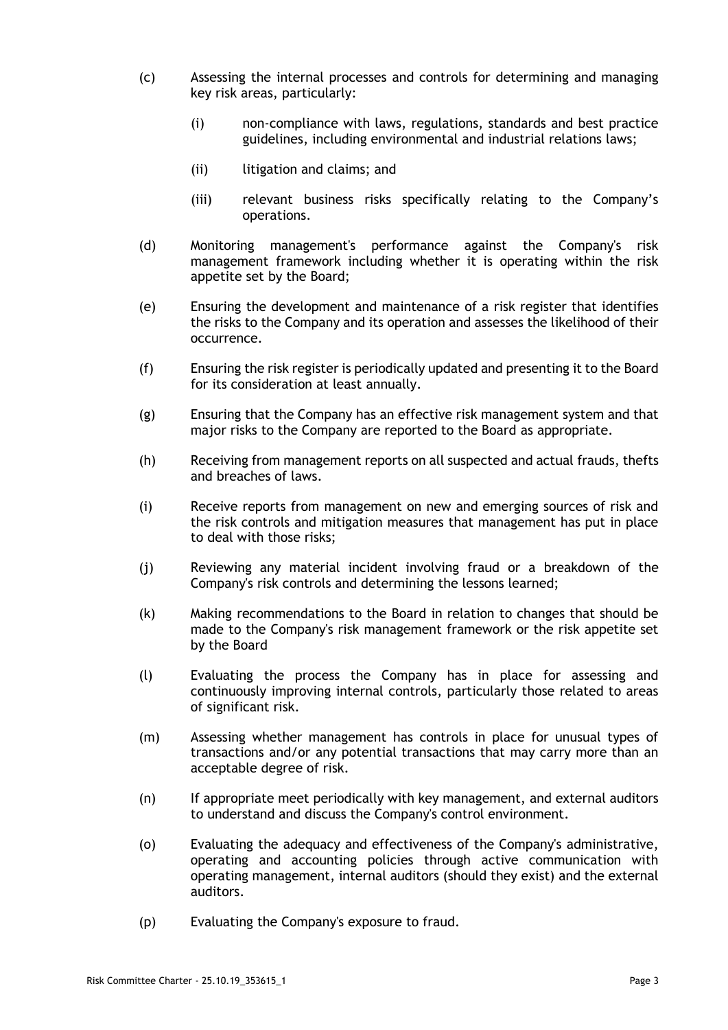(c) Assessing the internal processes and controls for determining and managing key risk areas, particularly:

    (i) non-compliance with laws, regulations, standards and best practice guidelines, including environmental and industrial relations laws;

    (ii) litigation and claims; and

    (iii) relevant business risks specifically relating to the Company's operations.

(d) Monitoring management's performance against the Company's risk management framework including whether it is operating within the risk appetite set by the Board;

(e) Ensuring the development and maintenance of a risk register that identifies the risks to the Company and its operation and assesses the likelihood of their occurrence.

(f) Ensuring the risk register is periodically updated and presenting it to the Board for its consideration at least annually.

(g) Ensuring that the Company has an effective risk management system and that major risks to the Company are reported to the Board as appropriate.

(h) Receiving from management reports on all suspected and actual frauds, thefts and breaches of laws.

(i) Receive reports from management on new and emerging sources of risk and the risk controls and mitigation measures that management has put in place to deal with those risks;

(j) Reviewing any material incident involving fraud or a breakdown of the Company's risk controls and determining the lessons learned;

(k) Making recommendations to the Board in relation to changes that should be made to the Company's risk management framework or the risk appetite set by the Board

(l) Evaluating the process the Company has in place for assessing and continuously improving internal controls, particularly those related to areas of significant risk.

(m) Assessing whether management has controls in place for unusual types of transactions and/or any potential transactions that may carry more than an acceptable degree of risk.

(n) If appropriate meet periodically with key management, and external auditors to understand and discuss the Company's control environment.

(o) Evaluating the adequacy and effectiveness of the Company's administrative, operating and accounting policies through active communication with operating management, internal auditors (should they exist) and the external auditors.

(p) Evaluating the Company's exposure to fraud.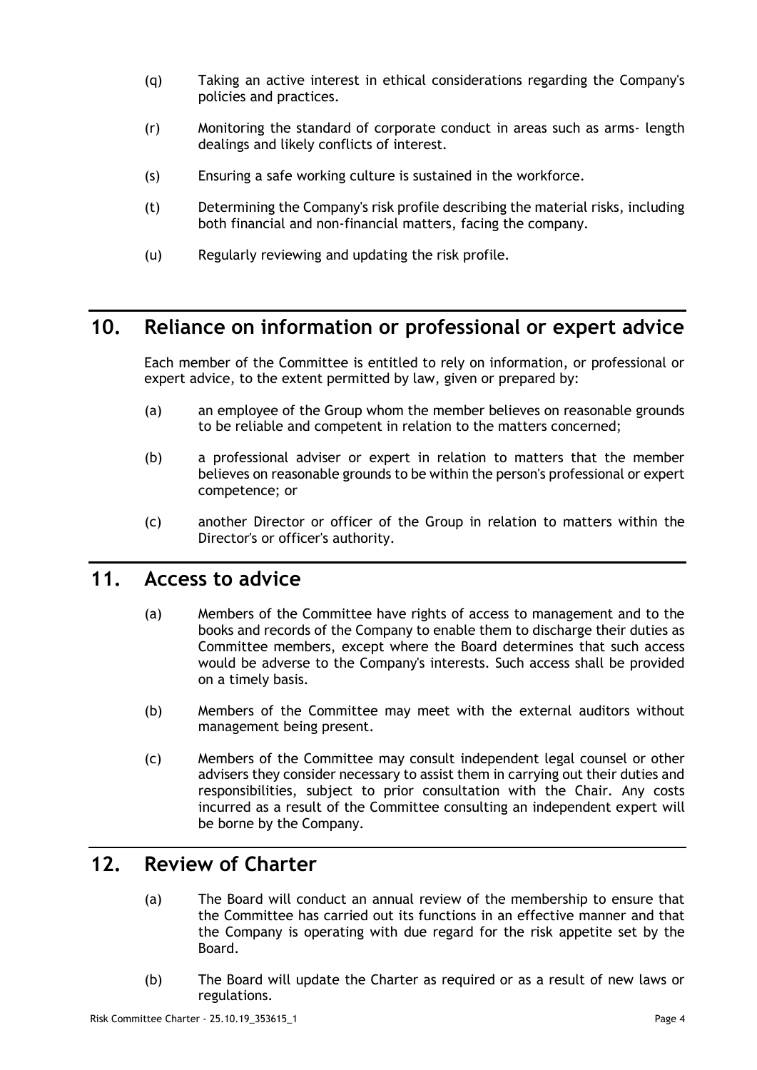(q) Taking an active interest in ethical considerations regarding the Company's policies and practices.

(r) Monitoring the standard of corporate conduct in areas such as arms- length dealings and likely conflicts of interest.

(s) Ensuring a safe working culture is sustained in the workforce.

(t) Determining the Company's risk profile describing the material risks, including both financial and non-financial matters, facing the company.

(u) Regularly reviewing and updating the risk profile.

## 10. Reliance on information or professional or expert advice

Each member of the Committee is entitled to rely on information, or professional or expert advice, to the extent permitted by law, given or prepared by:

(a) an employee of the Group whom the member believes on reasonable grounds to be reliable and competent in relation to the matters concerned;

(b) a professional adviser or expert in relation to matters that the member believes on reasonable grounds to be within the person's professional or expert competence; or

(c) another Director or officer of the Group in relation to matters within the Director's or officer's authority.

## 11. Access to advice

(a) Members of the Committee have rights of access to management and to the books and records of the Company to enable them to discharge their duties as Committee members, except where the Board determines that such access would be adverse to the Company's interests. Such access shall be provided on a timely basis.

(b) Members of the Committee may meet with the external auditors without management being present.

(c) Members of the Committee may consult independent legal counsel or other advisers they consider necessary to assist them in carrying out their duties and responsibilities, subject to prior consultation with the Chair. Any costs incurred as a result of the Committee consulting an independent expert will be borne by the Company.

## 12. Review of Charter

(a) The Board will conduct an annual review of the membership to ensure that the Committee has carried out its functions in an effective manner and that the Company is operating with due regard for the risk appetite set by the Board.

(b) The Board will update the Charter as required or as a result of new laws or regulations.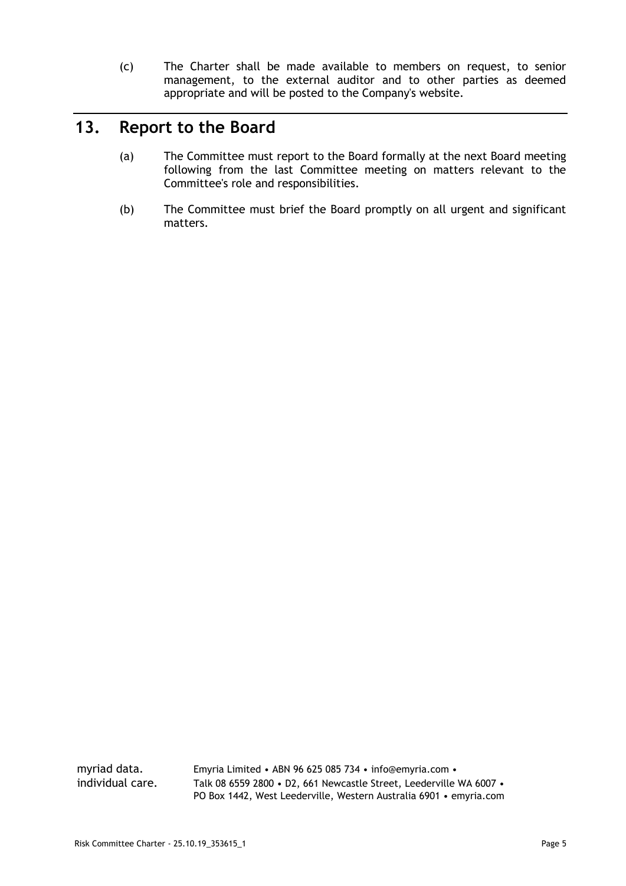(c) The Charter shall be made available to members on request, to senior management, to the external auditor and to other parties as deemed appropriate and will be posted to the Company's website.

## 13. Report to the Board

(a) The Committee must report to the Board formally at the next Board meeting following from the last Committee meeting on matters relevant to the Committee's role and responsibilities.

(b) The Committee must brief the Board promptly on all urgent and significant matters.